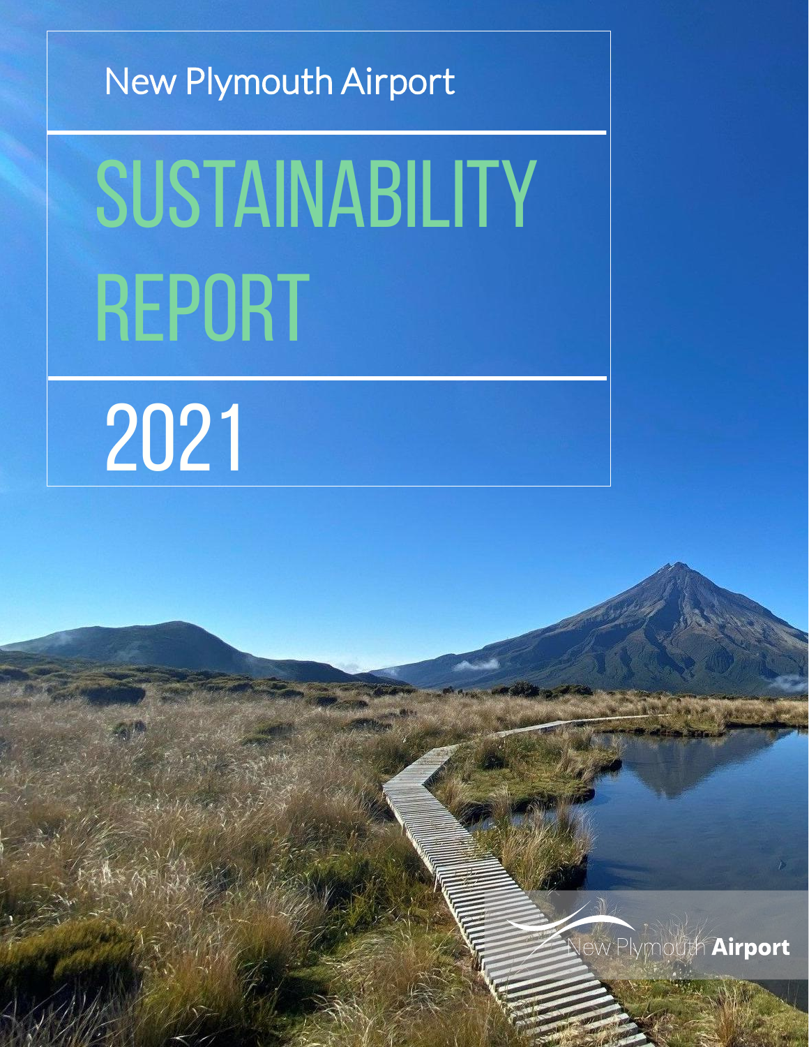New Plymouth Airport

# SUSTAINABILITY REPORT

2021

New Plymouth **Airport**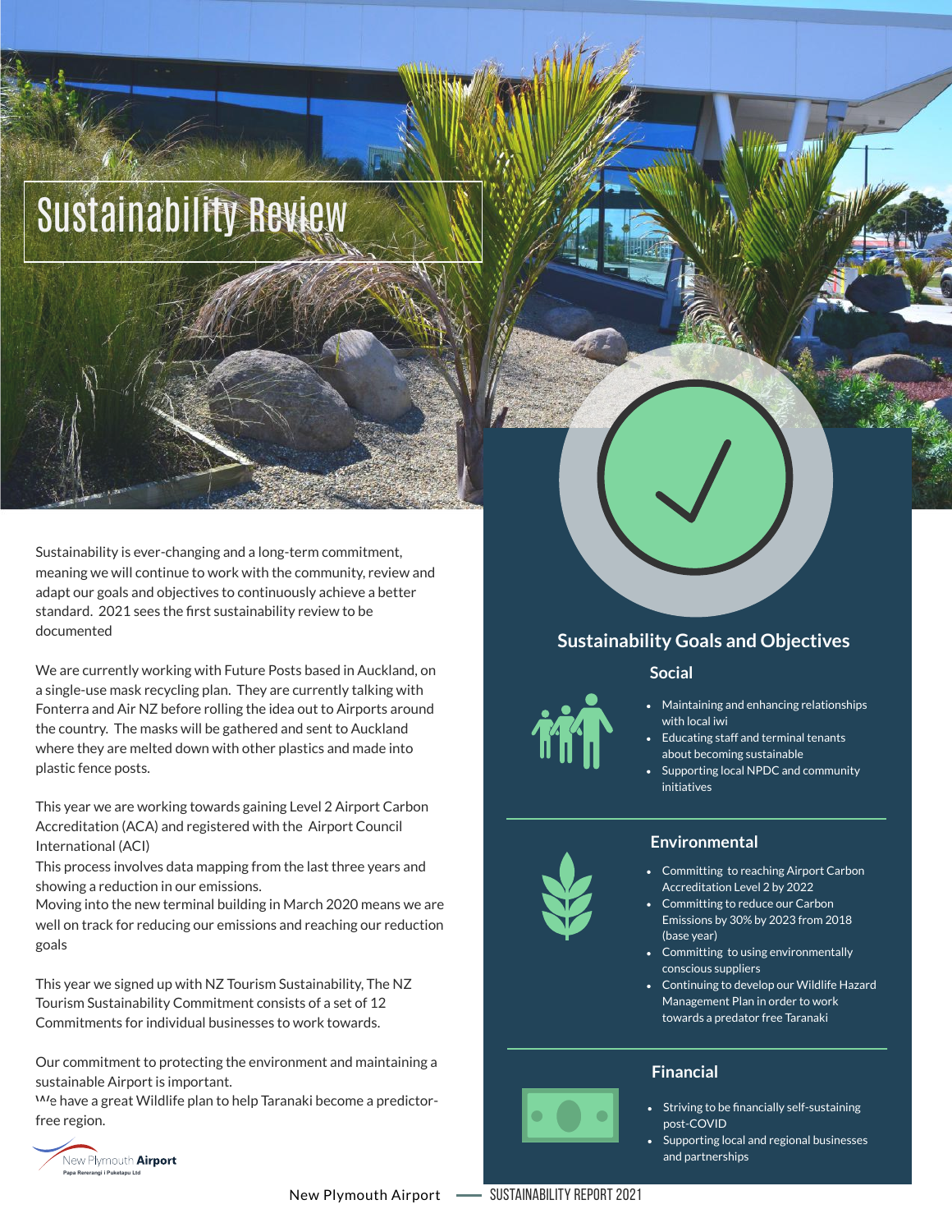# Sustainability Review

Sustainability is ever-changing and a long-term commitment, meaning we will continue to work with the community, review and adapt our goals and objectives to continuously achieve a better standard. 2021 sees the first sustainability review to be documented

We are currently working with Future Posts based in Auckland, on a single-use mask recycling plan. They are currently talking with Fonterra and Air NZ before rolling the idea out to Airports around the country. The masks will be gathered and sent to Auckland where they are melted down with other plastics and made into plastic fence posts.

This year we are working towards gaining Level 2 Airport Carbon Accreditation (ACA) and registered with the Airport Council International (ACI)
This process involves data mapping from the last three years and showing a reduction in our emissions.
Moving into the new terminal building in March 2020 means we are well on track for reducing our emissions and reaching our reduction goals

This year we signed up with NZ Tourism Sustainability, The NZ Tourism Sustainability Commitment consists of a set of 12 Commitments for individual businesses to work towards.

Our commitment to protecting the environment and maintaining a sustainable Airport is important.
We have a great Wildlife plan to help Taranaki become a predictor-free region.

## Sustainability Goals and Objectives

### Social

- Maintaining and enhancing relationships with local iwi
- Educating staff and terminal tenants about becoming sustainable
- Supporting local NPDC and community initiatives

### Environmental

- Committing to reaching Airport Carbon Accreditation Level 2 by 2022
- Committing to reduce our Carbon Emissions by 30% by 2023 from 2018 (base year)
- Committing to using environmentally conscious suppliers
- Continuing to develop our Wildlife Hazard Management Plan in order to work towards a predator free Taranaki

### Financial

- Striving to be financially self-sustaining post-COVID
- Supporting local and regional businesses and partnerships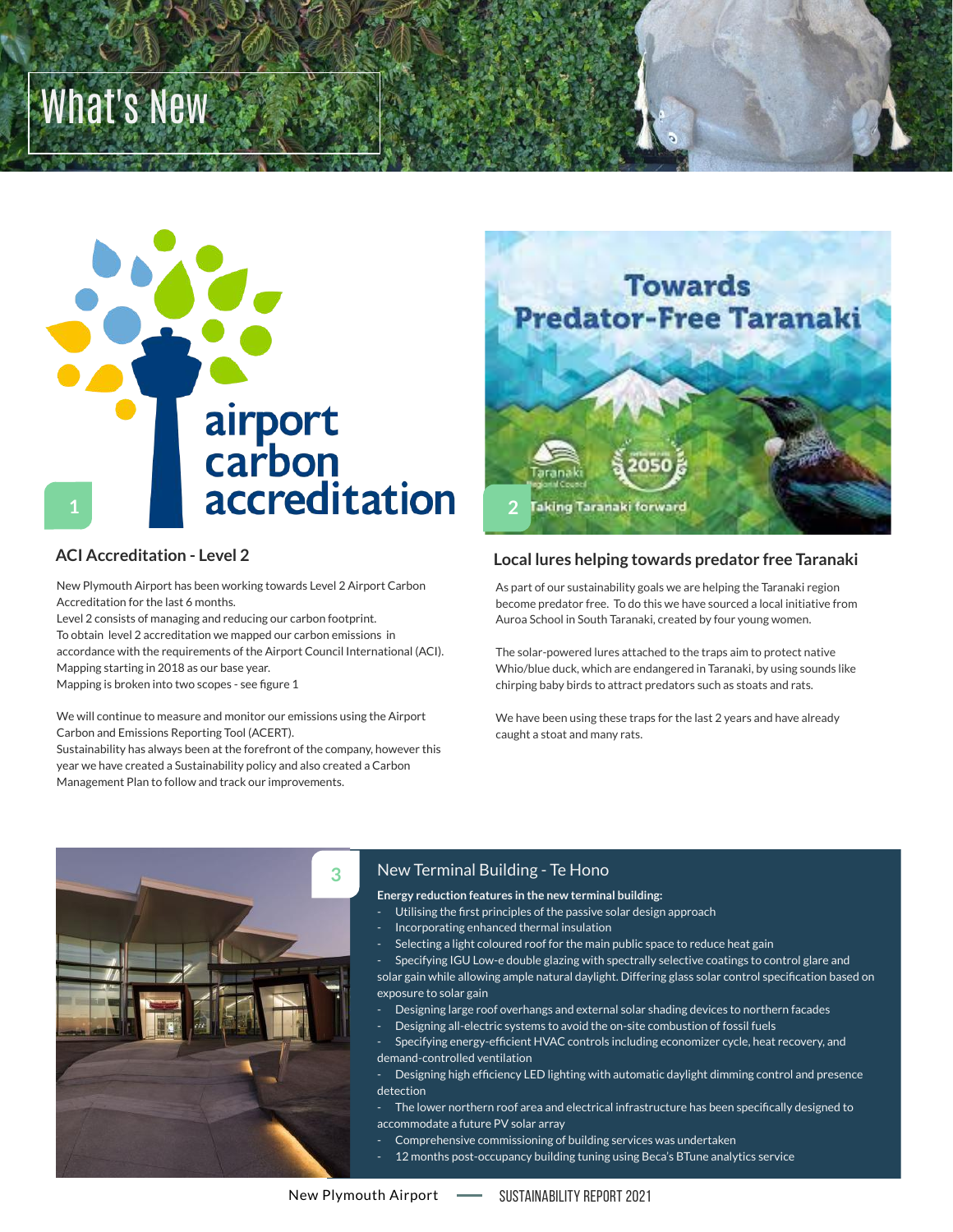# What's New

1

## ACI Accreditation - Level 2

New Plymouth Airport has been working towards Level 2 Airport Carbon Accreditation for the last 6 months.
Level 2 consists of managing and reducing our carbon footprint.
To obtain level 2 accreditation we mapped our carbon emissions in accordance with the requirements of the Airport Council International (ACI).
Mapping starting in 2018 as our base year.
Mapping is broken into two scopes - see figure 1

We will continue to measure and monitor our emissions using the Airport Carbon and Emissions Reporting Tool (ACERT).
Sustainability has always been at the forefront of the company, however this year we have created a Sustainability policy and also created a Carbon Management Plan to follow and track our improvements.

2

## Local lures helping towards predator free Taranaki

As part of our sustainability goals we are helping the Taranaki region become predator free. To do this we have sourced a local initiative from Auroa School in South Taranaki, created by four young women.

The solar-powered lures attached to the traps aim to protect native Whio/blue duck, which are endangered in Taranaki, by using sounds like chirping baby birds to attract predators such as stoats and rats.

We have been using these traps for the last 2 years and have already caught a stoat and many rats.

3

## New Terminal Building - Te Hono

**Energy reduction features in the new terminal building:**

- Utilising the first principles of the passive solar design approach
- Incorporating enhanced thermal insulation
- Selecting a light coloured roof for the main public space to reduce heat gain
- Specifying IGU Low-e double glazing with spectrally selective coatings to control glare and solar gain while allowing ample natural daylight. Differing glass solar control specification based on exposure to solar gain
- Designing large roof overhangs and external solar shading devices to northern facades
- Designing all-electric systems to avoid the on-site combustion of fossil fuels
- Specifying energy-efficient HVAC controls including economizer cycle, heat recovery, and demand-controlled ventilation
- Designing high efficiency LED lighting with automatic daylight dimming control and presence detection
- The lower northern roof area and electrical infrastructure has been specifically designed to accommodate a future PV solar array
- Comprehensive commissioning of building services was undertaken
- 12 months post-occupancy building tuning using Beca's BTune analytics service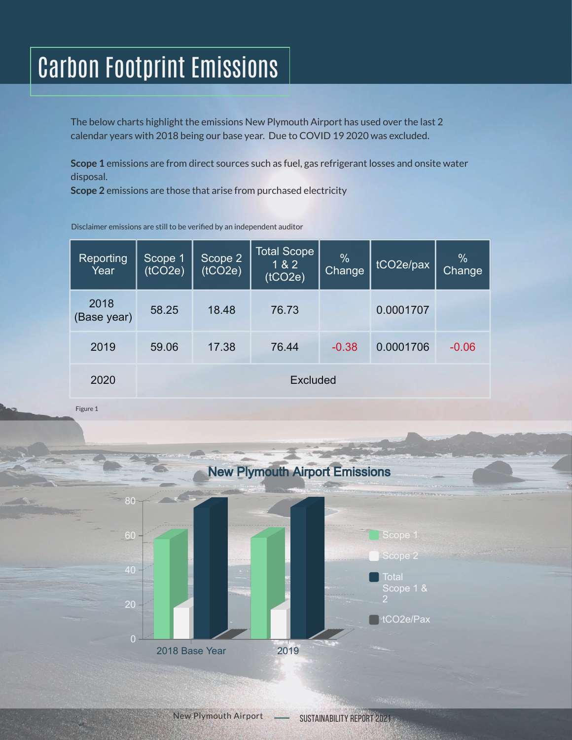# Carbon Footprint Emissions

The below charts highlight the emissions New Plymouth Airport has used over the last 2 calendar years with 2018 being our base year. Due to COVID 19 2020 was excluded.

**Scope 1** emissions are from direct sources such as fuel, gas refrigerant losses and onsite water disposal.
**Scope 2** emissions are those that arise from purchased electricity

Disclaimer emissions are still to be verified by an independent auditor

| Reporting Year | Scope 1 (tCO2e) | Scope 2 (tCO2e) | Total Scope 1 & 2 (tCO2e) | % Change | tCO2e/pax | % Change |
|---|---|---|---|---|---|---|
| 2018 (Base year) | 58.25 | 18.48 | 76.73 | | 0.0001707 | |
| 2019 | 59.06 | 17.38 | 76.44 | -0.38 | 0.0001706 | -0.06 |
| 2020 | Excluded | | | | | |

Figure 1

New Plymouth Airport Emissions

80
60
40
20
0

2018 Base Year
2019

Scope 1
Scope 2
Total Scope 1 & 2
tCO2e/Pax